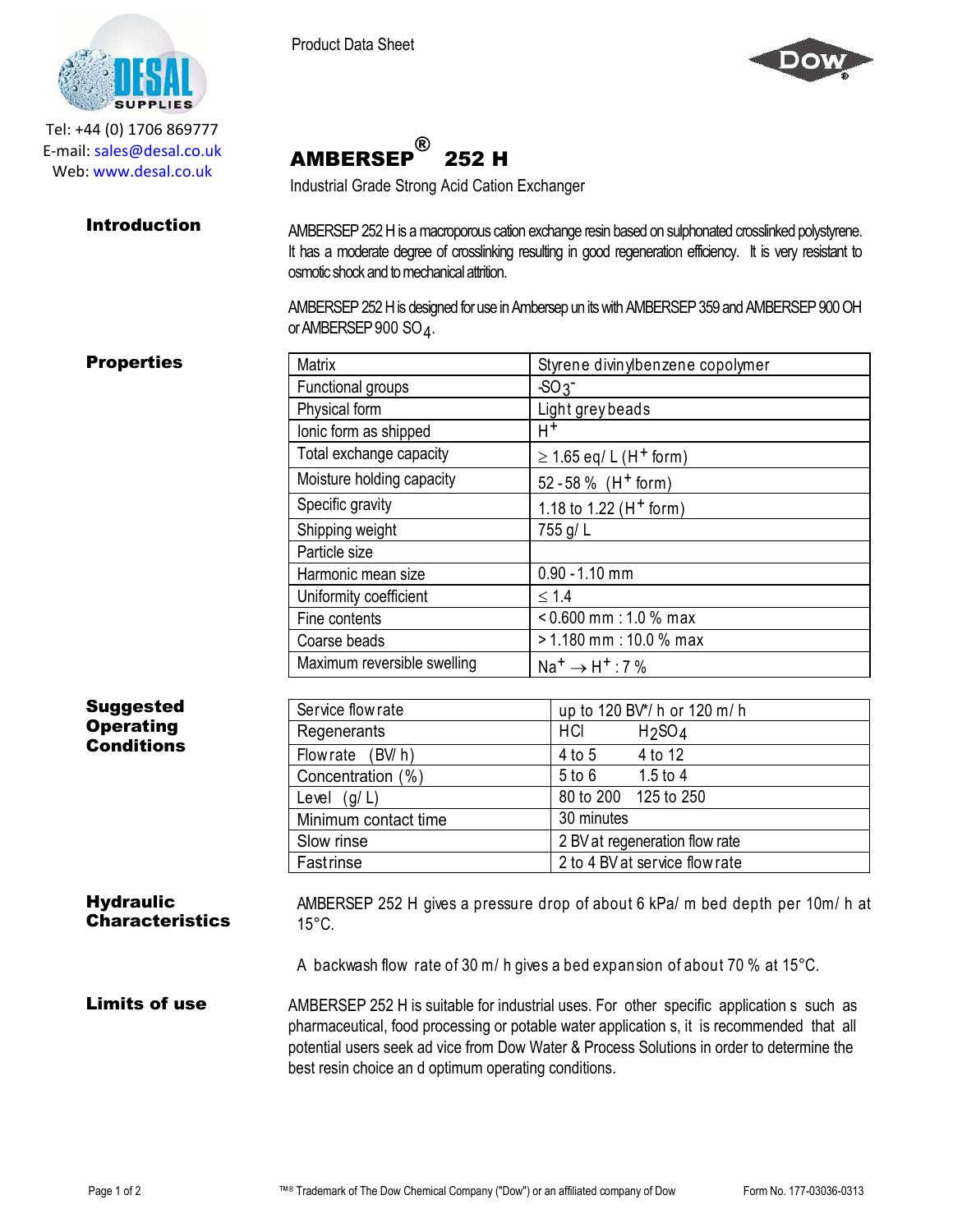Tel: +44 (0) 1706 869777
E-mail: sales@desal.co.uk
Web: www.desal.co.uk

Product Data Sheet

# AMBERSEP® 252 H

Industrial Grade Strong Acid Cation Exchanger

## Introduction

AMBERSEP 252 H is a macroporous cation exchange resin based on sulphonated crosslinked polystyrene. It has a moderate degree of crosslinking resulting in good regeneration efficiency. It is very resistant to osmotic shock and to mechanical attrition.

AMBERSEP 252 H is designed for use in Ambersep un its with AMBERSEP 359 and AMBERSEP 900 OH or AMBERSEP 900 $SO_4$.

## Properties

| Property | Value |
|---|---|
| Matrix | Styrene divinylbenzene copolymer |
| Functional groups | $-SO_3^-$ |
| Physical form | Light grey beads |
| Ionic form as shipped | $H^+$ |
| Total exchange capacity | ≥ 1.65 eq/ L ($H^+$ form) |
| Moisture holding capacity | 52 - 58 % ($H^+$ form) |
| Specific gravity | 1.18 to 1.22 ($H^+$ form) |
| Shipping weight | 755 g/ L |
| Particle size | |
| Harmonic mean size | 0.90 - 1.10 mm |
| Uniformity coefficient | ≤ 1.4 |
| Fine contents | < 0.600 mm : 1.0 % max |
| Coarse beads | > 1.180 mm : 10.0 % max |
| Maximum reversible swelling | $Na^+ \rightarrow H^+$ : 7 % |

## Suggested Operating Conditions

| Condition | | |
|---|---|---|
| Service flow rate | up to 120 BV*/ h or 120 m/ h | |
| Regenerants | HCl | $H_2SO_4$ |
| Flow rate (BV/ h) | 4 to 5 | 4 to 12 |
| Concentration (%) | 5 to 6 | 1.5 to 4 |
| Level (g/ L) | 80 to 200 | 125 to 250 |
| Minimum contact time | 30 minutes | |
| Slow rinse | 2 BV at regeneration flow rate | |
| Fast rinse | 2 to 4 BV at service flow rate | |

## Hydraulic Characteristics

AMBERSEP 252 H gives a pressure drop of about 6 kPa/ m bed depth per 10m/ h at 15°C.

A backwash flow rate of 30 m/ h gives a bed expansion of about 70 % at 15°C.

## Limits of use

AMBERSEP 252 H is suitable for industrial uses. For other specific application s such as pharmaceutical, food processing or potable water application s, it is recommended that all potential users seek ad vice from Dow Water & Process Solutions in order to determine the best resin choice an d optimum operating conditions.

™® Trademark of The Dow Chemical Company ("Dow") or an affiliated company of Dow

Form No. 177-03036-0313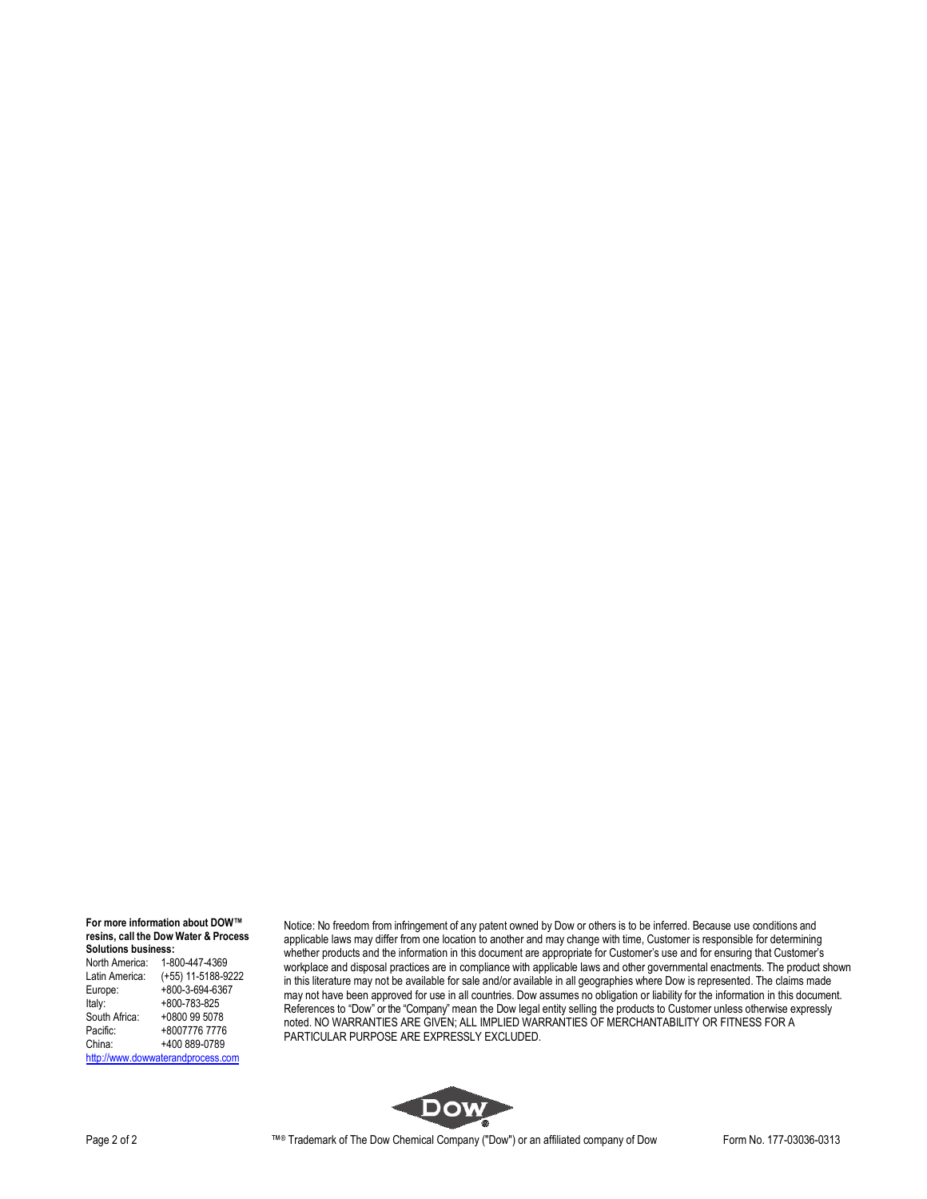**For more information about DOW™ resins, call the Dow Water & Process Solutions business:**

| | |
|---|---|
| North America: | 1-800-447-4369 |
| Latin America: | (+55) 11-5188-9222 |
| Europe: | +800-3-694-6367 |
| Italy: | +800-783-825 |
| South Africa: | +0800 99 5078 |
| Pacific: | +8007776 7776 |
| China: | +400 889-0789 |

[http://www.dowwaterandprocess.com](http://www.dowwaterandprocess.com)

Notice: No freedom from infringement of any patent owned by Dow or others is to be inferred. Because use conditions and applicable laws may differ from one location to another and may change with time, Customer is responsible for determining whether products and the information in this document are appropriate for Customer's use and for ensuring that Customer's workplace and disposal practices are in compliance with applicable laws and other governmental enactments. The product shown in this literature may not be available for sale and/or available in all geographies where Dow is represented. The claims made may not have been approved for use in all countries. Dow assumes no obligation or liability for the information in this document. References to "Dow" or the "Company" mean the Dow legal entity selling the products to Customer unless otherwise expressly noted. NO WARRANTIES ARE GIVEN; ALL IMPLIED WARRANTIES OF MERCHANTABILITY OR FITNESS FOR A PARTICULAR PURPOSE ARE EXPRESSLY EXCLUDED.

™® Trademark of The Dow Chemical Company ("Dow") or an affiliated company of Dow

Form No. 177-03036-0313